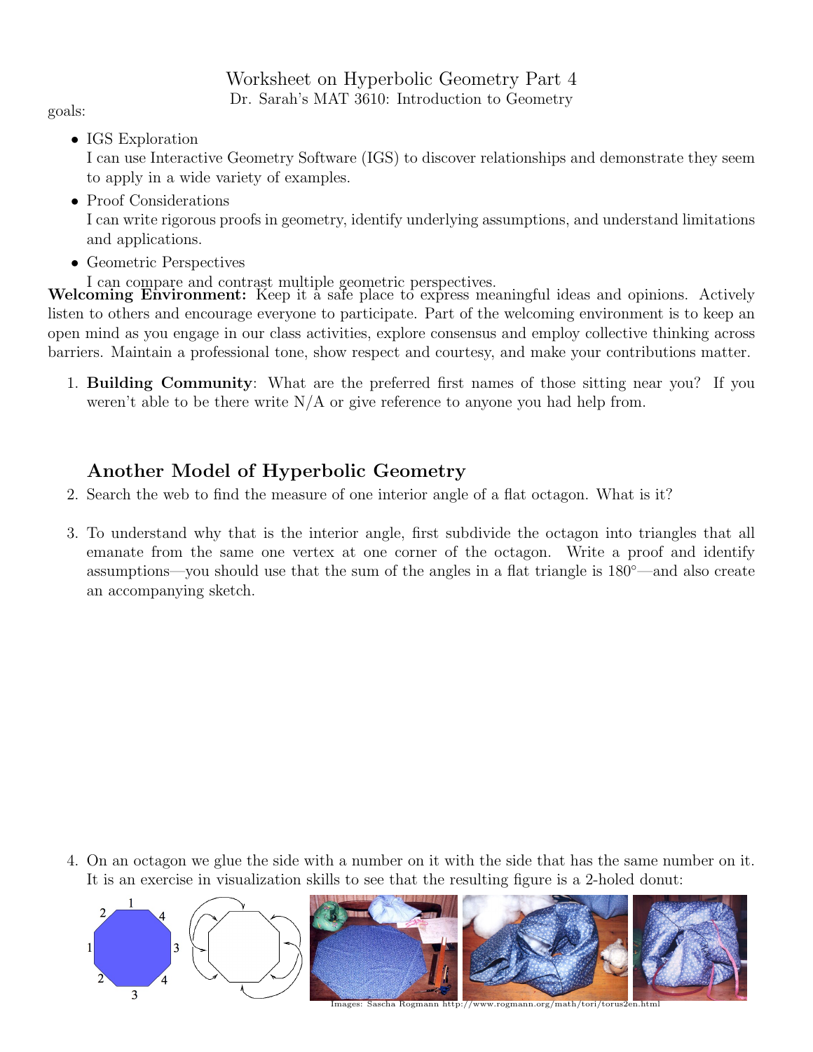# Worksheet on Hyperbolic Geometry Part 4

Dr. Sarah's MAT 3610: Introduction to Geometry

goals:

- IGS Exploration
  I can use Interactive Geometry Software (IGS) to discover relationships and demonstrate they seem to apply in a wide variety of examples.
- Proof Considerations
  I can write rigorous proofs in geometry, identify underlying assumptions, and understand limitations and applications.
- Geometric Perspectives
  I can compare and contrast multiple geometric perspectives.

**Welcoming Environment:** Keep it a safe place to express meaningful ideas and opinions. Actively listen to others and encourage everyone to participate. Part of the welcoming environment is to keep an open mind as you engage in our class activities, explore consensus and employ collective thinking across barriers. Maintain a professional tone, show respect and courtesy, and make your contributions matter.

1. **Building Community**: What are the preferred first names of those sitting near you? If you weren't able to be there write N/A or give reference to anyone you had help from.

## Another Model of Hyperbolic Geometry

2. Search the web to find the measure of one interior angle of a flat octagon. What is it?

3. To understand why that is the interior angle, first subdivide the octagon into triangles that all emanate from the same one vertex at one corner of the octagon. Write a proof and identify assumptions—you should use that the sum of the angles in a flat triangle is 180°—and also create an accompanying sketch.

4. On an octagon we glue the side with a number on it with the side that has the same number on it. It is an exercise in visualization skills to see that the resulting figure is a 2-holed donut:

Images: Sascha Rogmann http://www.rogmann.org/math/tori/torus2en.html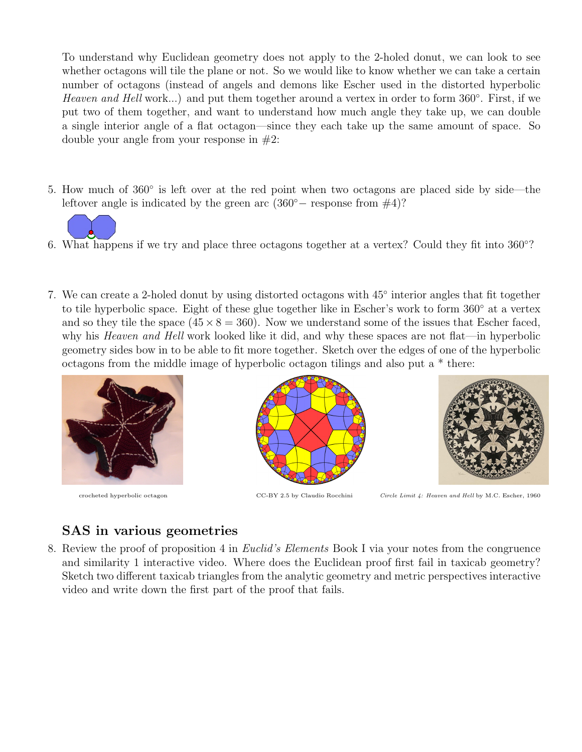To understand why Euclidean geometry does not apply to the 2-holed donut, we can look to see whether octagons will tile the plane or not. So we would like to know whether we can take a certain number of octagons (instead of angels and demons like Escher used in the distorted hyperbolic *Heaven and Hell* work...) and put them together around a vertex in order to form 360°. First, if we put two of them together, and want to understand how much angle they take up, we can double a single interior angle of a flat octagon—since they each take up the same amount of space. So double your angle from your response in #2:

5. How much of 360° is left over at the red point when two octagons are placed side by side—the leftover angle is indicated by the green arc (360°− response from #4)?

6. What happens if we try and place three octagons together at a vertex? Could they fit into 360°?

7. We can create a 2-holed donut by using distorted octagons with 45° interior angles that fit together to tile hyperbolic space. Eight of these glue together like in Escher's work to form 360° at a vertex and so they tile the space ($45 \times 8 = 360$). Now we understand some of the issues that Escher faced, why his *Heaven and Hell* work looked like it did, and why these spaces are not flat—in hyperbolic geometry sides bow in to be able to fit more together. Sketch over the edges of one of the hyperbolic octagons from the middle image of hyperbolic octagon tilings and also put a * there:

crocheted hyperbolic octagon

CC-BY 2.5 by Claudio Rocchini

*Circle Limit 4: Heaven and Hell* by M.C. Escher, 1960

## SAS in various geometries

8. Review the proof of proposition 4 in *Euclid's Elements* Book I via your notes from the congruence and similarity 1 interactive video. Where does the Euclidean proof first fail in taxicab geometry? Sketch two different taxicab triangles from the analytic geometry and metric perspectives interactive video and write down the first part of the proof that fails.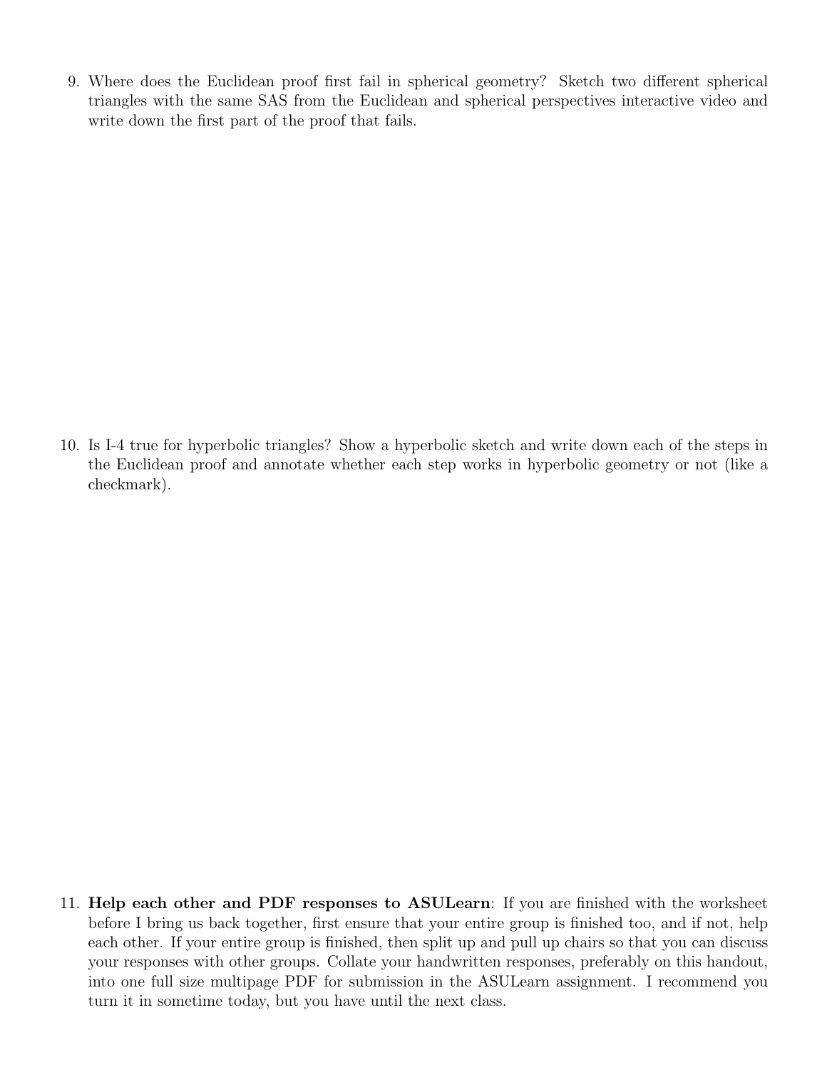9. Where does the Euclidean proof first fail in spherical geometry? Sketch two different spherical triangles with the same SAS from the Euclidean and spherical perspectives interactive video and write down the first part of the proof that fails.

10. Is I-4 true for hyperbolic triangles? Show a hyperbolic sketch and write down each of the steps in the Euclidean proof and annotate whether each step works in hyperbolic geometry or not (like a checkmark).

11. **Help each other and PDF responses to ASULearn**: If you are finished with the worksheet before I bring us back together, first ensure that your entire group is finished too, and if not, help each other. If your entire group is finished, then split up and pull up chairs so that you can discuss your responses with other groups. Collate your handwritten responses, preferably on this handout, into one full size multipage PDF for submission in the ASULearn assignment. I recommend you turn it in sometime today, but you have until the next class.